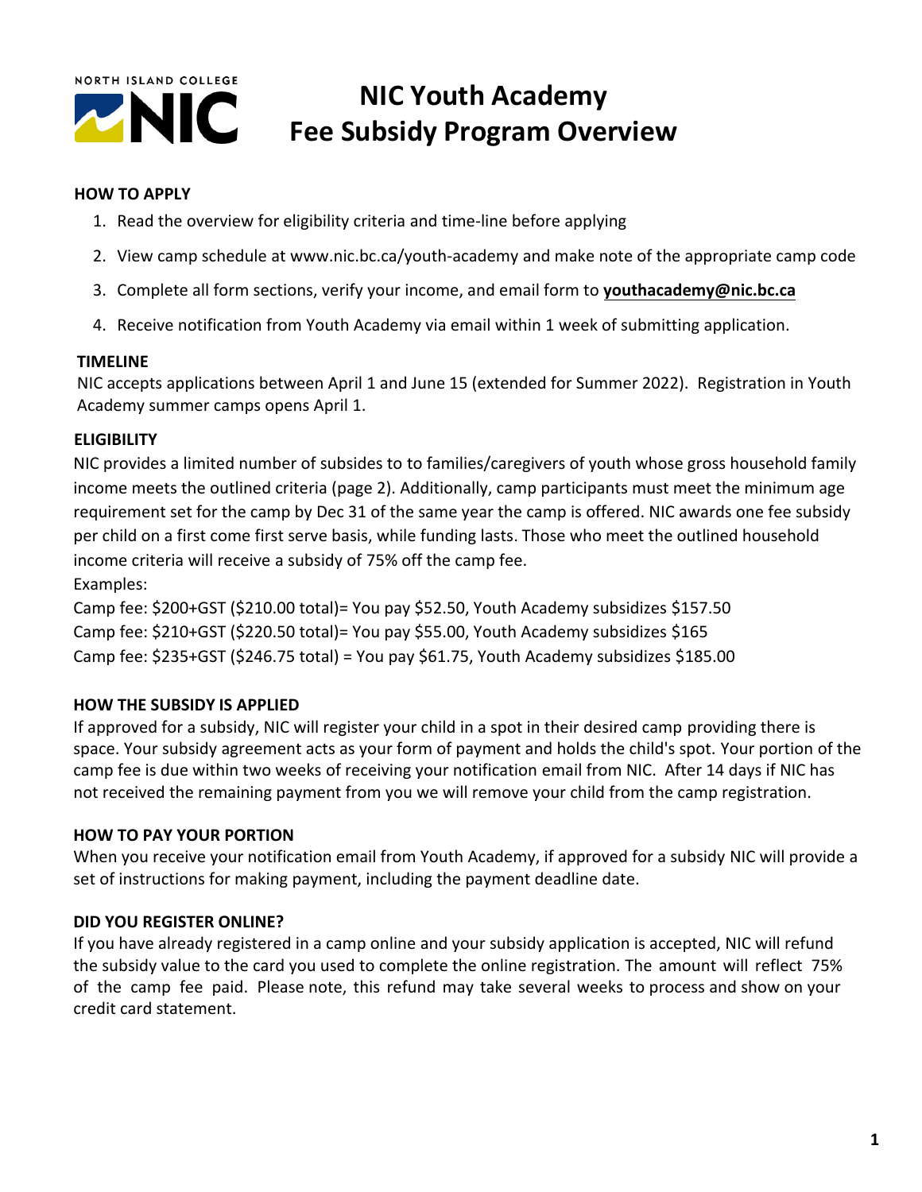NORTH ISLAND COLLEGE

# NIC Youth Academy Fee Subsidy Program Overview

**HOW TO APPLY**

1. Read the overview for eligibility criteria and time-line before applying
2. View camp schedule at www.nic.bc.ca/youth-academy and make note of the appropriate camp code
3. Complete all form sections, verify your income, and email form to **youthacademy@nic.bc.ca**
4. Receive notification from Youth Academy via email within 1 week of submitting application.

**TIMELINE**

NIC accepts applications between April 1 and June 15 (extended for Summer 2022). Registration in Youth Academy summer camps opens April 1.

**ELIGIBILITY**

NIC provides a limited number of subsides to to families/caregivers of youth whose gross household family income meets the outlined criteria (page 2). Additionally, camp participants must meet the minimum age requirement set for the camp by Dec 31 of the same year the camp is offered. NIC awards one fee subsidy per child on a first come first serve basis, while funding lasts. Those who meet the outlined household income criteria will receive a subsidy of 75% off the camp fee.

Examples:

Camp fee: $200+GST ($210.00 total)= You pay $52.50, Youth Academy subsidizes $157.50

Camp fee: $210+GST ($220.50 total)= You pay $55.00, Youth Academy subsidizes $165

Camp fee: $235+GST ($246.75 total) = You pay $61.75, Youth Academy subsidizes $185.00

**HOW THE SUBSIDY IS APPLIED**

If approved for a subsidy, NIC will register your child in a spot in their desired camp providing there is space. Your subsidy agreement acts as your form of payment and holds the child's spot. Your portion of the camp fee is due within two weeks of receiving your notification email from NIC. After 14 days if NIC has not received the remaining payment from you we will remove your child from the camp registration.

**HOW TO PAY YOUR PORTION**

When you receive your notification email from Youth Academy, if approved for a subsidy NIC will provide a set of instructions for making payment, including the payment deadline date.

**DID YOU REGISTER ONLINE?**

If you have already registered in a camp online and your subsidy application is accepted, NIC will refund the subsidy value to the card you used to complete the online registration. The amount will reflect 75% of the camp fee paid. Please note, this refund may take several weeks to process and show on your credit card statement.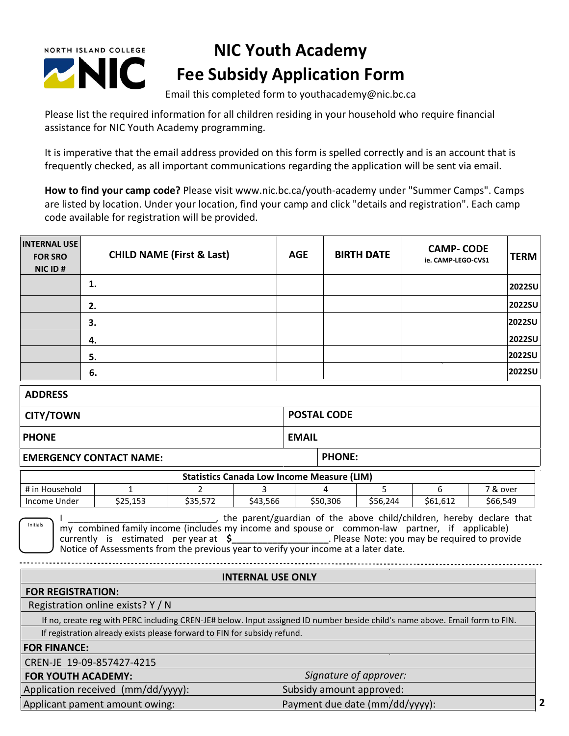# NIC Youth Academy Fee Subsidy Application Form

Email this completed form to youthacademy@nic.bc.ca

Please list the required information for all children residing in your household who require financial assistance for NIC Youth Academy programming.

It is imperative that the email address provided on this form is spelled correctly and is an account that is frequently checked, as all important communications regarding the application will be sent via email.

**How to find your camp code?** Please visit www.nic.bc.ca/youth-academy under "Summer Camps". Camps are listed by location. Under your location, find your camp and click "details and registration". Each camp code available for registration will be provided.

| INTERNAL USE FOR SRO NIC ID # | CHILD NAME (First & Last) | AGE | BIRTH DATE | CAMP- CODE ie. CAMP-LEGO-CVS1 | TERM |
|---|---|---|---|---|---|
| | 1. | | | | 2022SU |
| | 2. | | | | 2022SU |
| | 3. | | | | 2022SU |
| | 4. | | | | 2022SU |
| | 5. | | | | 2022SU |
| | 6. | | | | 2022SU |

| | |
|---|---|
| **ADDRESS** | |
| **CITY/TOWN** | **POSTAL CODE** |
| **PHONE** | **EMAIL** |
| **EMERGENCY CONTACT NAME:** | **PHONE:** |

| Statistics Canada Low Income Measure (LIM) | | | | | | | |
|---|---|---|---|---|---|---|---|
| # in Household | 1 | 2 | 3 | 4 | 5 | 6 | 7 & over |
| Income Under | $25,153 | $35,572 | $43,566 | $50,306 | $56,244 | $61,612 | $66,549 |

Initials

I ____________________________, the parent/guardian of the above child/children, hereby declare that my combined family income (includes my income and spouse or common-law partner, if applicable) currently is estimated per year at **$**__________________. Please Note: you may be required to provide Notice of Assessments from the previous year to verify your income at a later date.

| INTERNAL USE ONLY | |
|---|---|
| **FOR REGISTRATION:** | |
| Registration online exists? Y / N | |
| If no, create reg with PERC including CREN-JE# below. Input assigned ID number beside child's name above. Email form to FIN. | |
| If registration already exists please forward to FIN for subsidy refund. | |
| **FOR FINANCE:** | |
| CREN-JE 19-09-857427-4215 | |
| **FOR YOUTH ACADEMY:** | *Signature of approver:* |
| Application received (mm/dd/yyyy): | Subsidy amount approved: |
| Applicant pament amount owing: | Payment due date (mm/dd/yyyy): |